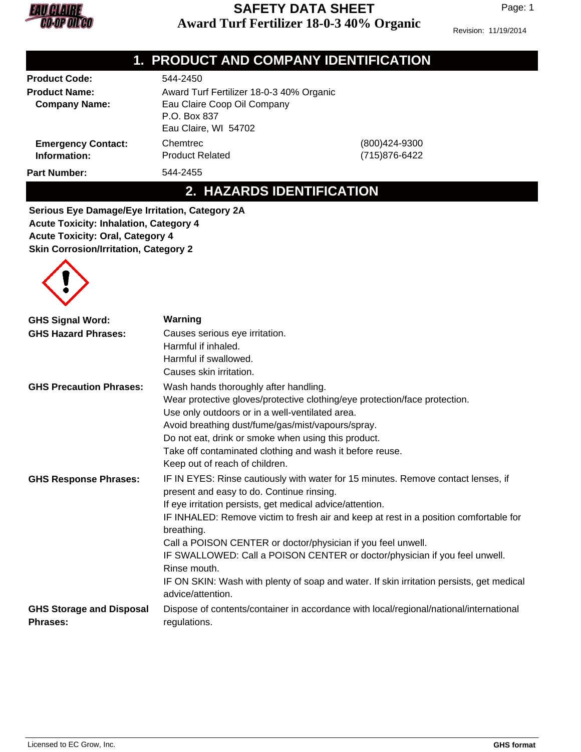# SAFETY DATA SHEET
## Award Turf Fertilizer 18-0-3 40% Organic

Revision: 11/19/2014

## 1. PRODUCT AND COMPANY IDENTIFICATION

| | | |
|---|---|---|
| **Product Code:** | 544-2450 | |
| **Product Name:** | Award Turf Fertilizer 18-0-3 40% Organic | |
| **Company Name:** | Eau Claire Coop Oil Company<br>P.O. Box 837<br>Eau Claire, WI 54702 | |
| **Emergency Contact:** | Chemtrec | (800)424-9300 |
| **Information:** | Product Related | (715)876-6422 |
| **Part Number:** | 544-2455 | |

## 2. HAZARDS IDENTIFICATION

**Serious Eye Damage/Eye Irritation, Category 2A**
**Acute Toxicity: Inhalation, Category 4**
**Acute Toxicity: Oral, Category 4**
**Skin Corrosion/Irritation, Category 2**

**GHS Signal Word:** **Warning**

**GHS Hazard Phrases:**
Causes serious eye irritation.
Harmful if inhaled.
Harmful if swallowed.
Causes skin irritation.

**GHS Precaution Phrases:**
Wash hands thoroughly after handling.
Wear protective gloves/protective clothing/eye protection/face protection.
Use only outdoors or in a well-ventilated area.
Avoid breathing dust/fume/gas/mist/vapours/spray.
Do not eat, drink or smoke when using this product.
Take off contaminated clothing and wash it before reuse.
Keep out of reach of children.

**GHS Response Phrases:**
IF IN EYES: Rinse cautiously with water for 15 minutes. Remove contact lenses, if present and easy to do. Continue rinsing.
If eye irritation persists, get medical advice/attention.
IF INHALED: Remove victim to fresh air and keep at rest in a position comfortable for breathing.
Call a POISON CENTER or doctor/physician if you feel unwell.
IF SWALLOWED: Call a POISON CENTER or doctor/physician if you feel unwell. Rinse mouth.
IF ON SKIN: Wash with plenty of soap and water. If skin irritation persists, get medical advice/attention.

**GHS Storage and Disposal Phrases:**
Dispose of contents/container in accordance with local/regional/national/international regulations.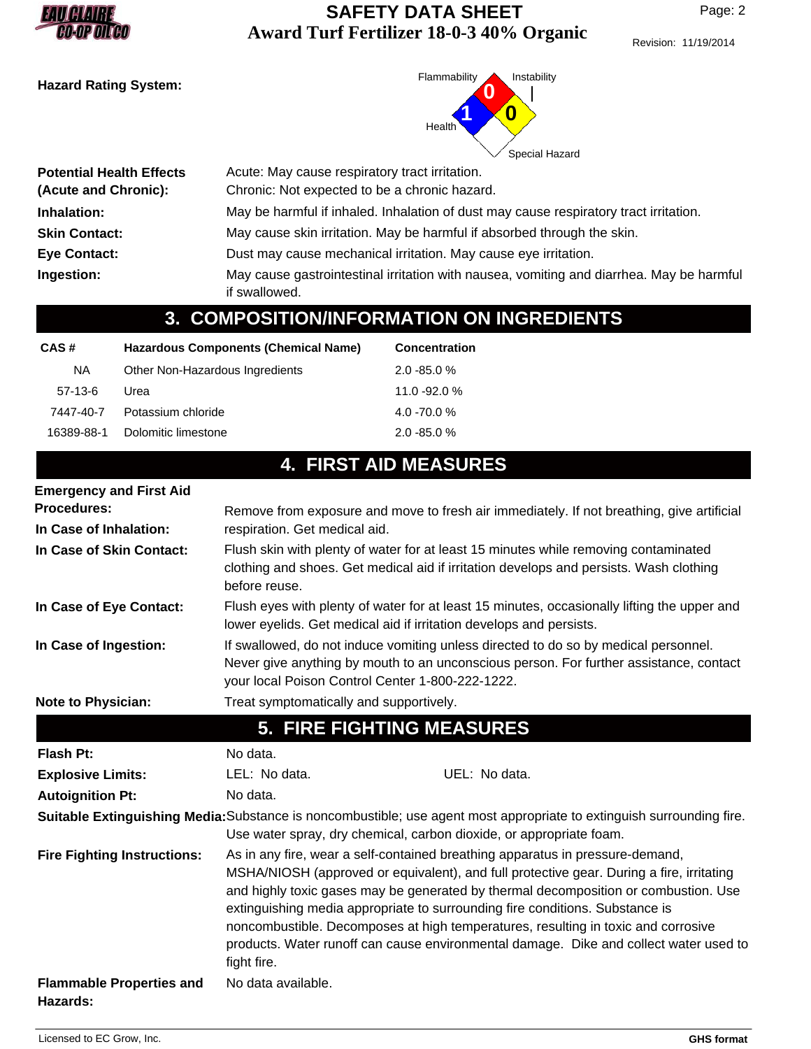**Hazard Rating System:**

Flammability: 0
Health: 1
Instability: 0
Special Hazard:

| | |
|---|---|
| **Potential Health Effects (Acute and Chronic):** | Acute: May cause respiratory tract irritation. Chronic: Not expected to be a chronic hazard. |
| **Inhalation:** | May be harmful if inhaled. Inhalation of dust may cause respiratory tract irritation. |
| **Skin Contact:** | May cause skin irritation. May be harmful if absorbed through the skin. |
| **Eye Contact:** | Dust may cause mechanical irritation. May cause eye irritation. |
| **Ingestion:** | May cause gastrointestinal irritation with nausea, vomiting and diarrhea. May be harmful if swallowed. |

## 3. COMPOSITION/INFORMATION ON INGREDIENTS

| CAS # | Hazardous Components (Chemical Name) | Concentration |
|---|---|---|
| NA | Other Non-Hazardous Ingredients | 2.0 -85.0 % |
| 57-13-6 | Urea | 11.0 -92.0 % |
| 7447-40-7 | Potassium chloride | 4.0 -70.0 % |
| 16389-88-1 | Dolomitic limestone | 2.0 -85.0 % |

## 4. FIRST AID MEASURES

**Emergency and First Aid Procedures:**

| | |
|---|---|
| **In Case of Inhalation:** | Remove from exposure and move to fresh air immediately. If not breathing, give artificial respiration. Get medical aid. |
| **In Case of Skin Contact:** | Flush skin with plenty of water for at least 15 minutes while removing contaminated clothing and shoes. Get medical aid if irritation develops and persists. Wash clothing before reuse. |
| **In Case of Eye Contact:** | Flush eyes with plenty of water for at least 15 minutes, occasionally lifting the upper and lower eyelids. Get medical aid if irritation develops and persists. |
| **In Case of Ingestion:** | If swallowed, do not induce vomiting unless directed to do so by medical personnel. Never give anything by mouth to an unconscious person. For further assistance, contact your local Poison Control Center 1-800-222-1222. |
| **Note to Physician:** | Treat symptomatically and supportively. |

## 5. FIRE FIGHTING MEASURES

| | |
|---|---|
| **Flash Pt:** | No data. |
| **Explosive Limits:** | LEL: No data. UEL: No data. |
| **Autoignition Pt:** | No data. |
| **Suitable Extinguishing Media:** | Substance is noncombustible; use agent most appropriate to extinguish surrounding fire. Use water spray, dry chemical, carbon dioxide, or appropriate foam. |
| **Fire Fighting Instructions:** | As in any fire, wear a self-contained breathing apparatus in pressure-demand, MSHA/NIOSH (approved or equivalent), and full protective gear. During a fire, irritating and highly toxic gases may be generated by thermal decomposition or combustion. Use extinguishing media appropriate to surrounding fire conditions. Substance is noncombustible. Decomposes at high temperatures, resulting in toxic and corrosive products. Water runoff can cause environmental damage. Dike and collect water used to fight fire. |
| **Flammable Properties and Hazards:** | No data available. |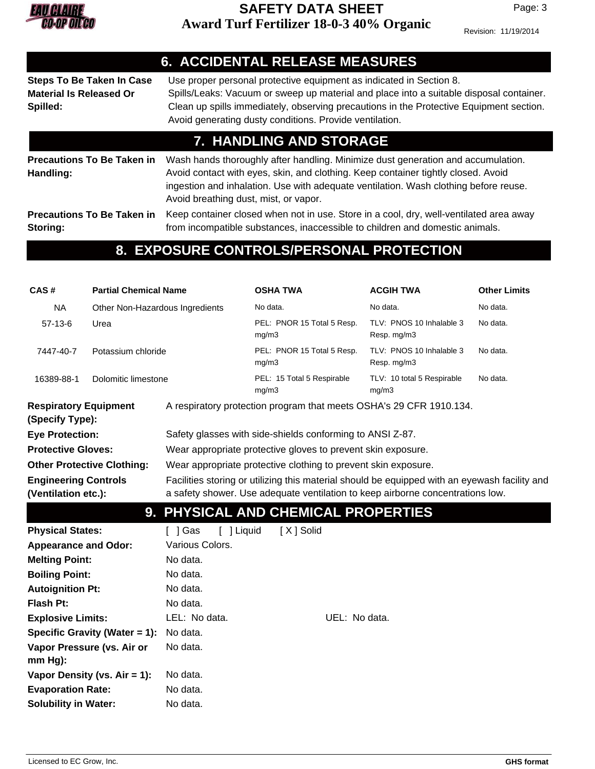## 6. ACCIDENTAL RELEASE MEASURES

**Steps To Be Taken In Case Material Is Released Or Spilled:** Use proper personal protective equipment as indicated in Section 8.
Spills/Leaks: Vacuum or sweep up material and place into a suitable disposal container. Clean up spills immediately, observing precautions in the Protective Equipment section. Avoid generating dusty conditions. Provide ventilation.

## 7. HANDLING AND STORAGE

**Precautions To Be Taken in Handling:** Wash hands thoroughly after handling. Minimize dust generation and accumulation. Avoid contact with eyes, skin, and clothing. Keep container tightly closed. Avoid ingestion and inhalation. Use with adequate ventilation. Wash clothing before reuse. Avoid breathing dust, mist, or vapor.

**Precautions To Be Taken in Storing:** Keep container closed when not in use. Store in a cool, dry, well-ventilated area away from incompatible substances, inaccessible to children and domestic animals.

## 8. EXPOSURE CONTROLS/PERSONAL PROTECTION

| CAS # | Partial Chemical Name | OSHA TWA | ACGIH TWA | Other Limits |
|---|---|---|---|---|
| NA | Other Non-Hazardous Ingredients | No data. | No data. | No data. |
| 57-13-6 | Urea | PEL: PNOR 15 Total 5 Resp. mg/m3 | TLV: PNOS 10 Inhalable 3 Resp. mg/m3 | No data. |
| 7447-40-7 | Potassium chloride | PEL: PNOR 15 Total 5 Resp. mg/m3 | TLV: PNOS 10 Inhalable 3 Resp. mg/m3 | No data. |
| 16389-88-1 | Dolomitic limestone | PEL: 15 Total 5 Respirable mg/m3 | TLV: 10 total 5 Respirable mg/m3 | No data. |

**Respiratory Equipment (Specify Type):** A respiratory protection program that meets OSHA's 29 CFR 1910.134.

**Eye Protection:** Safety glasses with side-shields conforming to ANSI Z-87.

**Protective Gloves:** Wear appropriate protective gloves to prevent skin exposure.

**Other Protective Clothing:** Wear appropriate protective clothing to prevent skin exposure.

**Engineering Controls (Ventilation etc.):** Facilities storing or utilizing this material should be equipped with an eyewash facility and a safety shower. Use adequate ventilation to keep airborne concentrations low.

## 9. PHYSICAL AND CHEMICAL PROPERTIES

**Physical States:** [ ] Gas [ ] Liquid [ X ] Solid

**Appearance and Odor:** Various Colors.

**Melting Point:** No data.

**Boiling Point:** No data.

**Autoignition Pt:** No data.

**Flash Pt:** No data.

**Explosive Limits:** LEL: No data. UEL: No data.

**Specific Gravity (Water = 1):** No data.

**Vapor Pressure (vs. Air or mm Hg):** No data.

**Vapor Density (vs. Air = 1):** No data.

**Evaporation Rate:** No data.

**Solubility in Water:** No data.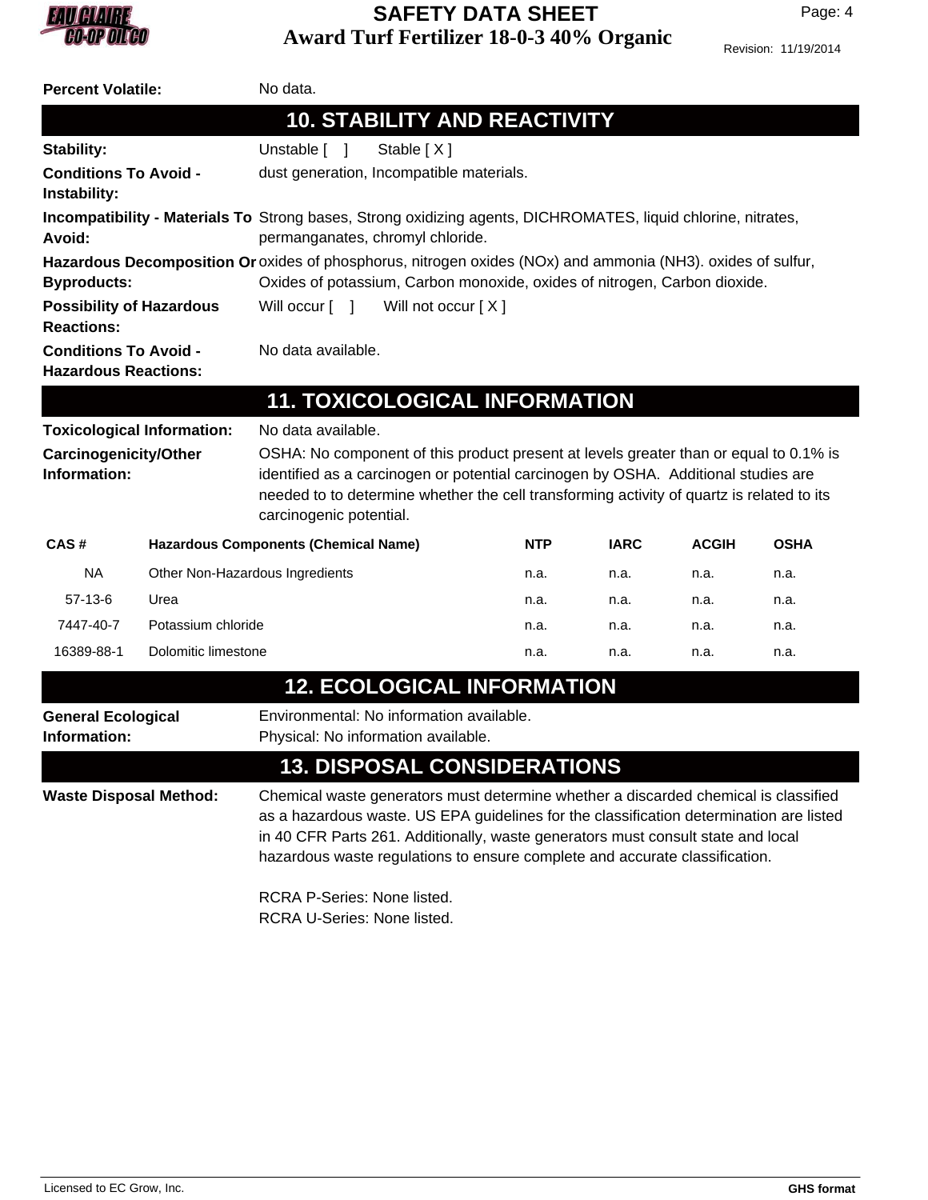**Percent Volatile:** No data.

## 10. STABILITY AND REACTIVITY

**Stability:** Unstable [ ] Stable [ X ]

**Conditions To Avoid - Instability:** dust generation, Incompatible materials.

**Incompatibility - Materials To Avoid:** Strong bases, Strong oxidizing agents, DICHROMATES, liquid chlorine, nitrates, permanganates, chromyl chloride.

**Hazardous Decomposition Or Byproducts:** oxides of phosphorus, nitrogen oxides (NOx) and ammonia ($NH_3$). oxides of sulfur, Oxides of potassium, Carbon monoxide, oxides of nitrogen, Carbon dioxide.

**Possibility of Hazardous Reactions:** Will occur [ ] Will not occur [ X ]

**Conditions To Avoid - Hazardous Reactions:** No data available.

## 11. TOXICOLOGICAL INFORMATION

**Toxicological Information:** No data available.

**Carcinogenicity/Other Information:** OSHA: No component of this product present at levels greater than or equal to 0.1% is identified as a carcinogen or potential carcinogen by OSHA. Additional studies are needed to to determine whether the cell transforming activity of quartz is related to its carcinogenic potential.

| CAS # | Hazardous Components (Chemical Name) | NTP | IARC | ACGIH | OSHA |
|---|---|---|---|---|---|
| NA | Other Non-Hazardous Ingredients | n.a. | n.a. | n.a. | n.a. |
| 57-13-6 | Urea | n.a. | n.a. | n.a. | n.a. |
| 7447-40-7 | Potassium chloride | n.a. | n.a. | n.a. | n.a. |
| 16389-88-1 | Dolomitic limestone | n.a. | n.a. | n.a. | n.a. |

## 12. ECOLOGICAL INFORMATION

**General Ecological Information:** Environmental: No information available.
Physical: No information available.

## 13. DISPOSAL CONSIDERATIONS

**Waste Disposal Method:** Chemical waste generators must determine whether a discarded chemical is classified as a hazardous waste. US EPA guidelines for the classification determination are listed in 40 CFR Parts 261. Additionally, waste generators must consult state and local hazardous waste regulations to ensure complete and accurate classification.

RCRA P-Series: None listed.
RCRA U-Series: None listed.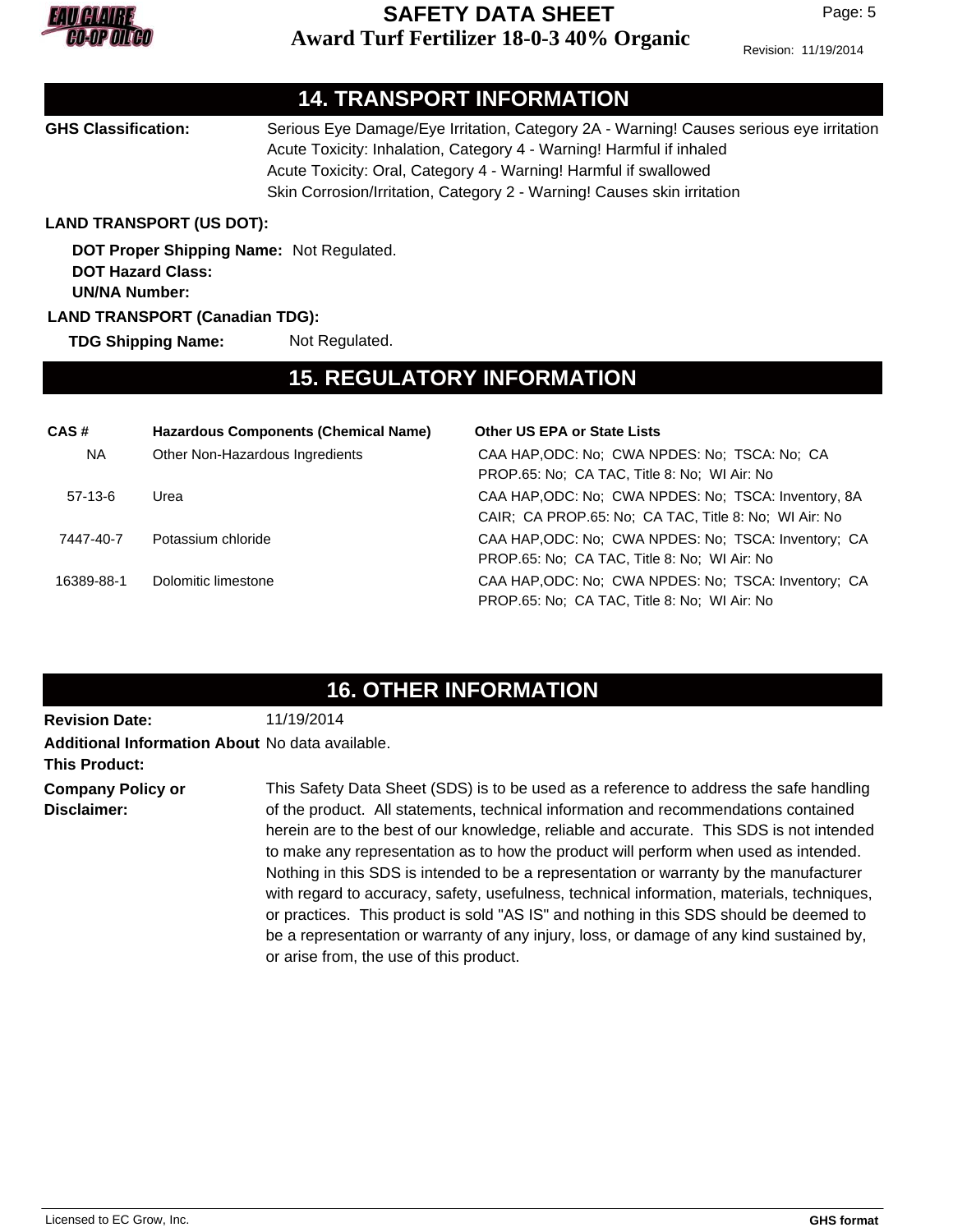## 14. TRANSPORT INFORMATION

**GHS Classification:** Serious Eye Damage/Eye Irritation, Category 2A - Warning! Causes serious eye irritation
Acute Toxicity: Inhalation, Category 4 - Warning! Harmful if inhaled
Acute Toxicity: Oral, Category 4 - Warning! Harmful if swallowed
Skin Corrosion/Irritation, Category 2 - Warning! Causes skin irritation

**LAND TRANSPORT (US DOT):**

**DOT Proper Shipping Name:** Not Regulated.
**DOT Hazard Class:**
**UN/NA Number:**

**LAND TRANSPORT (Canadian TDG):**

**TDG Shipping Name:** Not Regulated.

## 15. REGULATORY INFORMATION

| CAS # | Hazardous Components (Chemical Name) | Other US EPA or State Lists |
|---|---|---|
| NA | Other Non-Hazardous Ingredients | CAA HAP,ODC: No; CWA NPDES: No; TSCA: No; CA PROP.65: No; CA TAC, Title 8: No; WI Air: No |
| 57-13-6 | Urea | CAA HAP,ODC: No; CWA NPDES: No; TSCA: Inventory, 8A CAIR; CA PROP.65: No; CA TAC, Title 8: No; WI Air: No |
| 7447-40-7 | Potassium chloride | CAA HAP,ODC: No; CWA NPDES: No; TSCA: Inventory; CA PROP.65: No; CA TAC, Title 8: No; WI Air: No |
| 16389-88-1 | Dolomitic limestone | CAA HAP,ODC: No; CWA NPDES: No; TSCA: Inventory; CA PROP.65: No; CA TAC, Title 8: No; WI Air: No |

## 16. OTHER INFORMATION

**Revision Date:** 11/19/2014

**Additional Information About This Product:** No data available.

**Company Policy or Disclaimer:** This Safety Data Sheet (SDS) is to be used as a reference to address the safe handling of the product. All statements, technical information and recommendations contained herein are to the best of our knowledge, reliable and accurate. This SDS is not intended to make any representation as to how the product will perform when used as intended. Nothing in this SDS is intended to be a representation or warranty by the manufacturer with regard to accuracy, safety, usefulness, technical information, materials, techniques, or practices. This product is sold "AS IS" and nothing in this SDS should be deemed to be a representation or warranty of any injury, loss, or damage of any kind sustained by, or arise from, the use of this product.